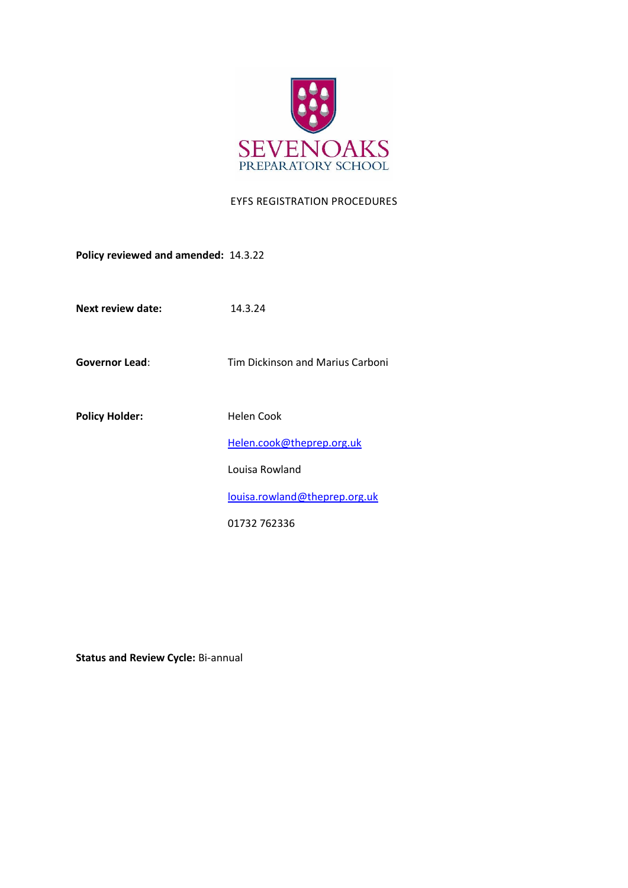SEVENOAKS
PREPARATORY SCHOOL

# EYFS REGISTRATION PROCEDURES

**Policy reviewed and amended:** 14.3.22

**Next review date:** 14.3.24

**Governor Lead**: Tim Dickinson and Marius Carboni

**Policy Holder:** Helen Cook

Helen.cook@theprep.org.uk

Louisa Rowland

louisa.rowland@theprep.org.uk

01732 762336

**Status and Review Cycle:** Bi-annual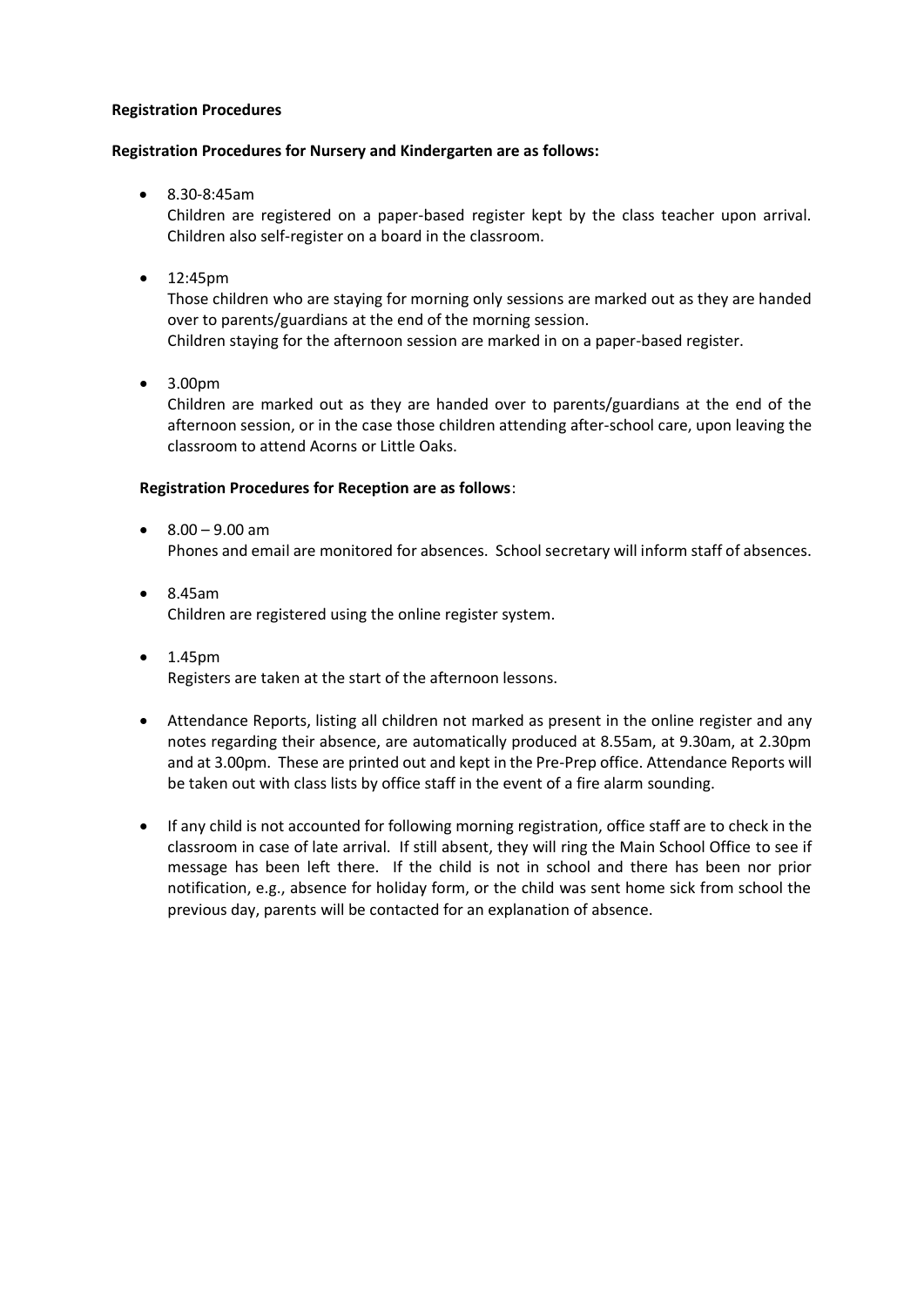**Registration Procedures**

**Registration Procedures for Nursery and Kindergarten are as follows:**

- 8.30-8:45am
  Children are registered on a paper-based register kept by the class teacher upon arrival. Children also self-register on a board in the classroom.

- 12:45pm
  Those children who are staying for morning only sessions are marked out as they are handed over to parents/guardians at the end of the morning session.
  Children staying for the afternoon session are marked in on a paper-based register.

- 3.00pm
  Children are marked out as they are handed over to parents/guardians at the end of the afternoon session, or in the case those children attending after-school care, upon leaving the classroom to attend Acorns or Little Oaks.

**Registration Procedures for Reception are as follows**:

- 8.00 – 9.00 am
  Phones and email are monitored for absences. School secretary will inform staff of absences.

- 8.45am
  Children are registered using the online register system.

- 1.45pm
  Registers are taken at the start of the afternoon lessons.

- Attendance Reports, listing all children not marked as present in the online register and any notes regarding their absence, are automatically produced at 8.55am, at 9.30am, at 2.30pm and at 3.00pm. These are printed out and kept in the Pre-Prep office. Attendance Reports will be taken out with class lists by office staff in the event of a fire alarm sounding.

- If any child is not accounted for following morning registration, office staff are to check in the classroom in case of late arrival. If still absent, they will ring the Main School Office to see if message has been left there. If the child is not in school and there has been nor prior notification, e.g., absence for holiday form, or the child was sent home sick from school the previous day, parents will be contacted for an explanation of absence.